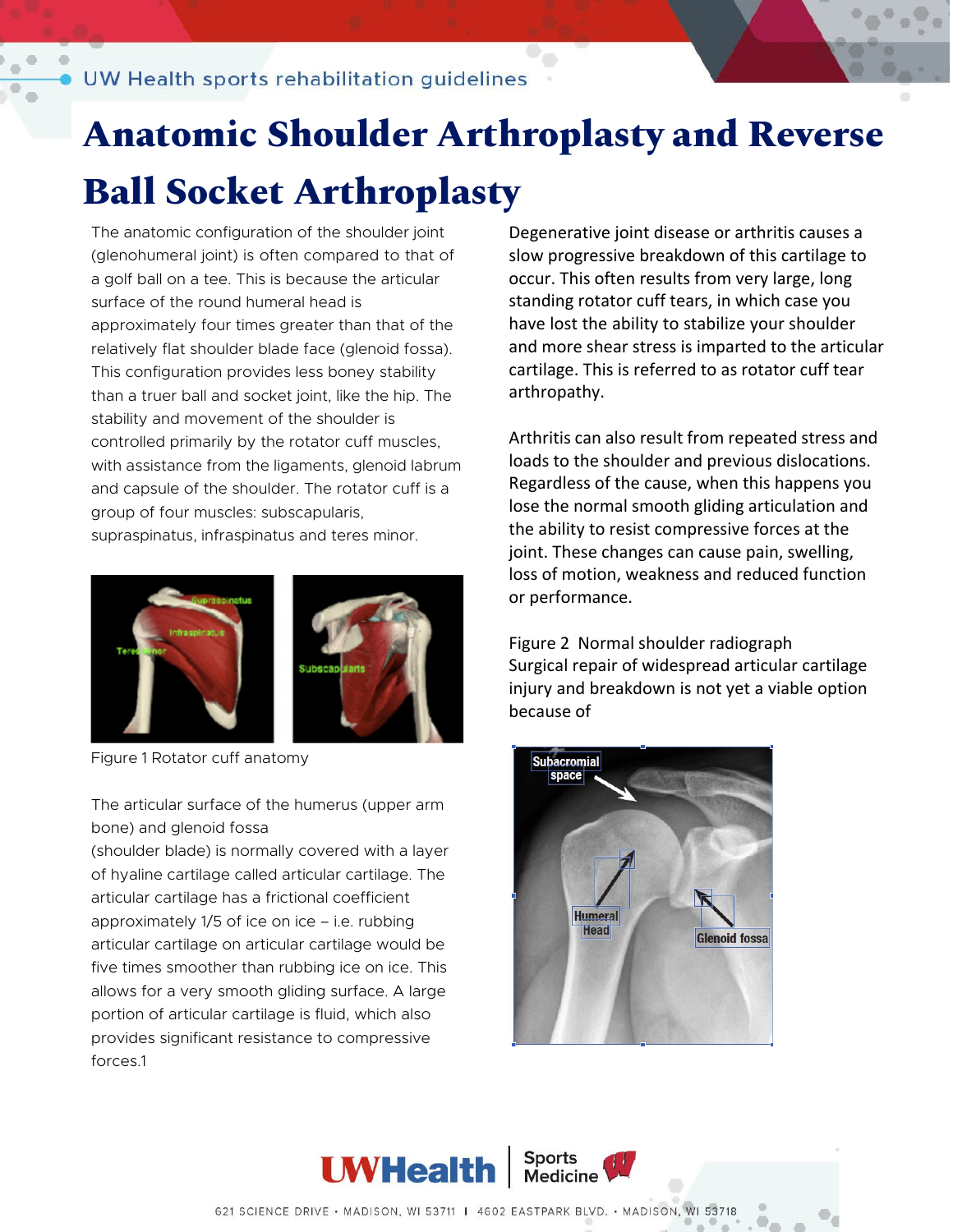# Anatomic Shoulder Arthroplasty and Reverse Ball Socket Arthroplasty

The anatomic configuration of the shoulder joint (glenohumeral joint) is often compared to that of a golf ball on a tee. This is because the articular surface of the round humeral head is approximately four times greater than that of the relatively flat shoulder blade face (glenoid fossa). This configuration provides less boney stability than a truer ball and socket joint, like the hip. The stability and movement of the shoulder is controlled primarily by the rotator cuff muscles, with assistance from the ligaments, glenoid labrum and capsule of the shoulder. The rotator cuff is a group of four muscles: subscapularis, supraspinatus, infraspinatus and teres minor.

Figure 1 Rotator cuff anatomy

The articular surface of the humerus (upper arm bone) and glenoid fossa (shoulder blade) is normally covered with a layer of hyaline cartilage called articular cartilage. The articular cartilage has a frictional coefficient approximately 1/5 of ice on ice – i.e. rubbing articular cartilage on articular cartilage would be five times smoother than rubbing ice on ice. This allows for a very smooth gliding surface. A large portion of articular cartilage is fluid, which also provides significant resistance to compressive forces.1

Degenerative joint disease or arthritis causes a slow progressive breakdown of this cartilage to occur. This often results from very large, long standing rotator cuff tears, in which case you have lost the ability to stabilize your shoulder and more shear stress is imparted to the articular cartilage. This is referred to as rotator cuff tear arthropathy.

Arthritis can also result from repeated stress and loads to the shoulder and previous dislocations. Regardless of the cause, when this happens you lose the normal smooth gliding articulation and the ability to resist compressive forces at the joint. These changes can cause pain, swelling, loss of motion, weakness and reduced function or performance.

Figure 2 Normal shoulder radiograph

Surgical repair of widespread articular cartilage injury and breakdown is not yet a viable option because of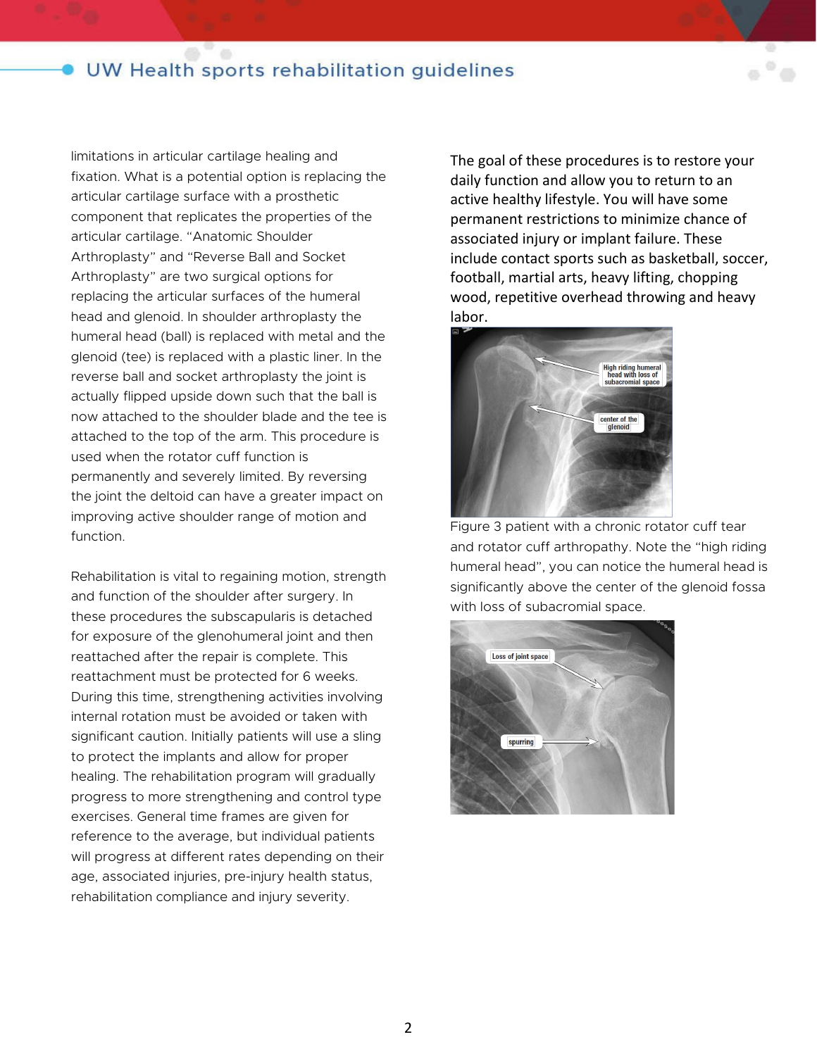limitations in articular cartilage healing and fixation. What is a potential option is replacing the articular cartilage surface with a prosthetic component that replicates the properties of the articular cartilage. "Anatomic Shoulder Arthroplasty" and "Reverse Ball and Socket Arthroplasty" are two surgical options for replacing the articular surfaces of the humeral head and glenoid. In shoulder arthroplasty the humeral head (ball) is replaced with metal and the glenoid (tee) is replaced with a plastic liner. In the reverse ball and socket arthroplasty the joint is actually flipped upside down such that the ball is now attached to the shoulder blade and the tee is attached to the top of the arm. This procedure is used when the rotator cuff function is permanently and severely limited. By reversing the joint the deltoid can have a greater impact on improving active shoulder range of motion and function.

Rehabilitation is vital to regaining motion, strength and function of the shoulder after surgery. In these procedures the subscapularis is detached for exposure of the glenohumeral joint and then reattached after the repair is complete. This reattachment must be protected for 6 weeks. During this time, strengthening activities involving internal rotation must be avoided or taken with significant caution. Initially patients will use a sling to protect the implants and allow for proper healing. The rehabilitation program will gradually progress to more strengthening and control type exercises. General time frames are given for reference to the average, but individual patients will progress at different rates depending on their age, associated injuries, pre-injury health status, rehabilitation compliance and injury severity.

The goal of these procedures is to restore your daily function and allow you to return to an active healthy lifestyle. You will have some permanent restrictions to minimize chance of associated injury or implant failure. These include contact sports such as basketball, soccer, football, martial arts, heavy lifting, chopping wood, repetitive overhead throwing and heavy labor.

Figure 3 patient with a chronic rotator cuff tear and rotator cuff arthropathy. Note the "high riding humeral head", you can notice the humeral head is significantly above the center of the glenoid fossa with loss of subacromial space.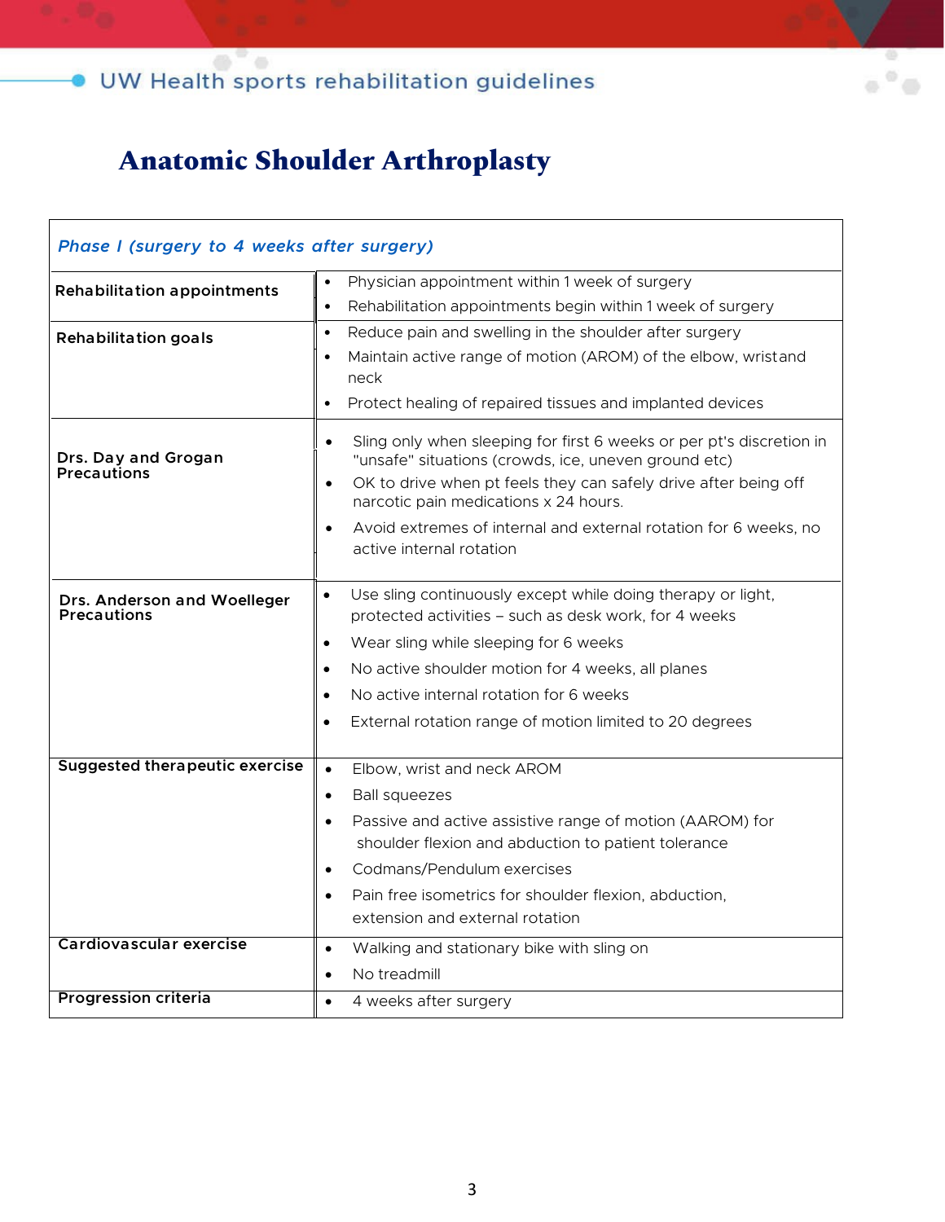# Anatomic Shoulder Arthroplasty

| *Phase I (surgery to 4 weeks after surgery)* | |
|---|---|
| **Rehabilitation appointments** | • Physician appointment within 1 week of surgery<br>• Rehabilitation appointments begin within 1 week of surgery |
| **Rehabilitation goals** | • Reduce pain and swelling in the shoulder after surgery<br>• Maintain active range of motion (AROM) of the elbow, wristand neck<br>• Protect healing of repaired tissues and implanted devices |
| **Drs. Day and Grogan Precautions** | • Sling only when sleeping for first 6 weeks or per pt's discretion in "unsafe" situations (crowds, ice, uneven ground etc)<br>• OK to drive when pt feels they can safely drive after being off narcotic pain medications x 24 hours.<br>• Avoid extremes of internal and external rotation for 6 weeks, no active internal rotation |
| **Drs. Anderson and Woelleger Precautions** | • Use sling continuously except while doing therapy or light, protected activities – such as desk work, for 4 weeks<br>• Wear sling while sleeping for 6 weeks<br>• No active shoulder motion for 4 weeks, all planes<br>• No active internal rotation for 6 weeks<br>• External rotation range of motion limited to 20 degrees |
| **Suggested therapeutic exercise** | • Elbow, wrist and neck AROM<br>• Ball squeezes<br>• Passive and active assistive range of motion (AAROM) for shoulder flexion and abduction to patient tolerance<br>• Codmans/Pendulum exercises<br>• Pain free isometrics for shoulder flexion, abduction, extension and external rotation |
| **Cardiovascular exercise** | • Walking and stationary bike with sling on<br>• No treadmill |
| **Progression criteria** | • 4 weeks after surgery |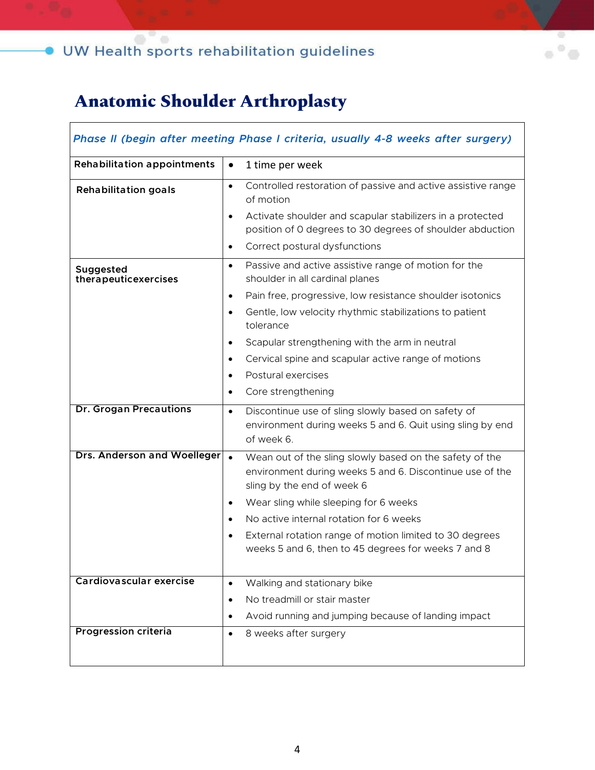# Anatomic Shoulder Arthroplasty

| *Phase II (begin after meeting Phase I criteria, usually 4-8 weeks after surgery)* | |
|---|---|
| **Rehabilitation appointments** | • 1 time per week |
| **Rehabilitation goals** | • Controlled restoration of passive and active assistive range of motion<br>• Activate shoulder and scapular stabilizers in a protected position of 0 degrees to 30 degrees of shoulder abduction<br>• Correct postural dysfunctions |
| **Suggested therapeuticexercises** | • Passive and active assistive range of motion for the shoulder in all cardinal planes<br>• Pain free, progressive, low resistance shoulder isotonics<br>• Gentle, low velocity rhythmic stabilizations to patient tolerance<br>• Scapular strengthening with the arm in neutral<br>• Cervical spine and scapular active range of motions<br>• Postural exercises<br>• Core strengthening |
| **Dr. Grogan Precautions** | • Discontinue use of sling slowly based on safety of environment during weeks 5 and 6. Quit using sling by end of week 6. |
| **Drs. Anderson and Woelleger** | • Wean out of the sling slowly based on the safety of the environment during weeks 5 and 6. Discontinue use of the sling by the end of week 6<br>• Wear sling while sleeping for 6 weeks<br>• No active internal rotation for 6 weeks<br>• External rotation range of motion limited to 30 degrees weeks 5 and 6, then to 45 degrees for weeks 7 and 8 |
| **Cardiovascular exercise** | • Walking and stationary bike<br>• No treadmill or stair master<br>• Avoid running and jumping because of landing impact |
| **Progression criteria** | • 8 weeks after surgery |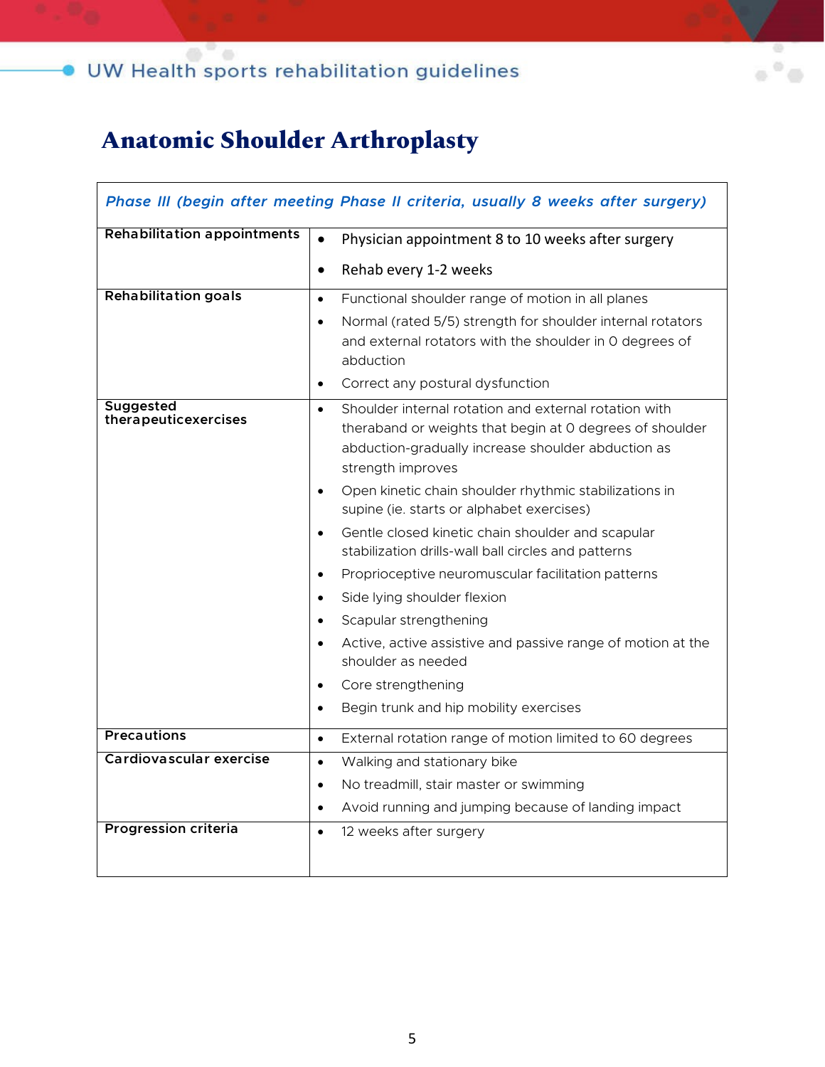# Anatomic Shoulder Arthroplasty

| *Phase III (begin after meeting Phase II criteria, usually 8 weeks after surgery)* | |
|---|---|
| **Rehabilitation appointments** | • Physician appointment 8 to 10 weeks after surgery<br>• Rehab every 1-2 weeks |
| **Rehabilitation goals** | • Functional shoulder range of motion in all planes<br>• Normal (rated 5/5) strength for shoulder internal rotators and external rotators with the shoulder in 0 degrees of abduction<br>• Correct any postural dysfunction |
| **Suggested therapeuticexercises** | • Shoulder internal rotation and external rotation with theraband or weights that begin at 0 degrees of shoulder abduction-gradually increase shoulder abduction as strength improves<br>• Open kinetic chain shoulder rhythmic stabilizations in supine (ie. starts or alphabet exercises)<br>• Gentle closed kinetic chain shoulder and scapular stabilization drills-wall ball circles and patterns<br>• Proprioceptive neuromuscular facilitation patterns<br>• Side lying shoulder flexion<br>• Scapular strengthening<br>• Active, active assistive and passive range of motion at the shoulder as needed<br>• Core strengthening<br>• Begin trunk and hip mobility exercises |
| **Precautions** | • External rotation range of motion limited to 60 degrees |
| **Cardiovascular exercise** | • Walking and stationary bike<br>• No treadmill, stair master or swimming<br>• Avoid running and jumping because of landing impact |
| **Progression criteria** | • 12 weeks after surgery |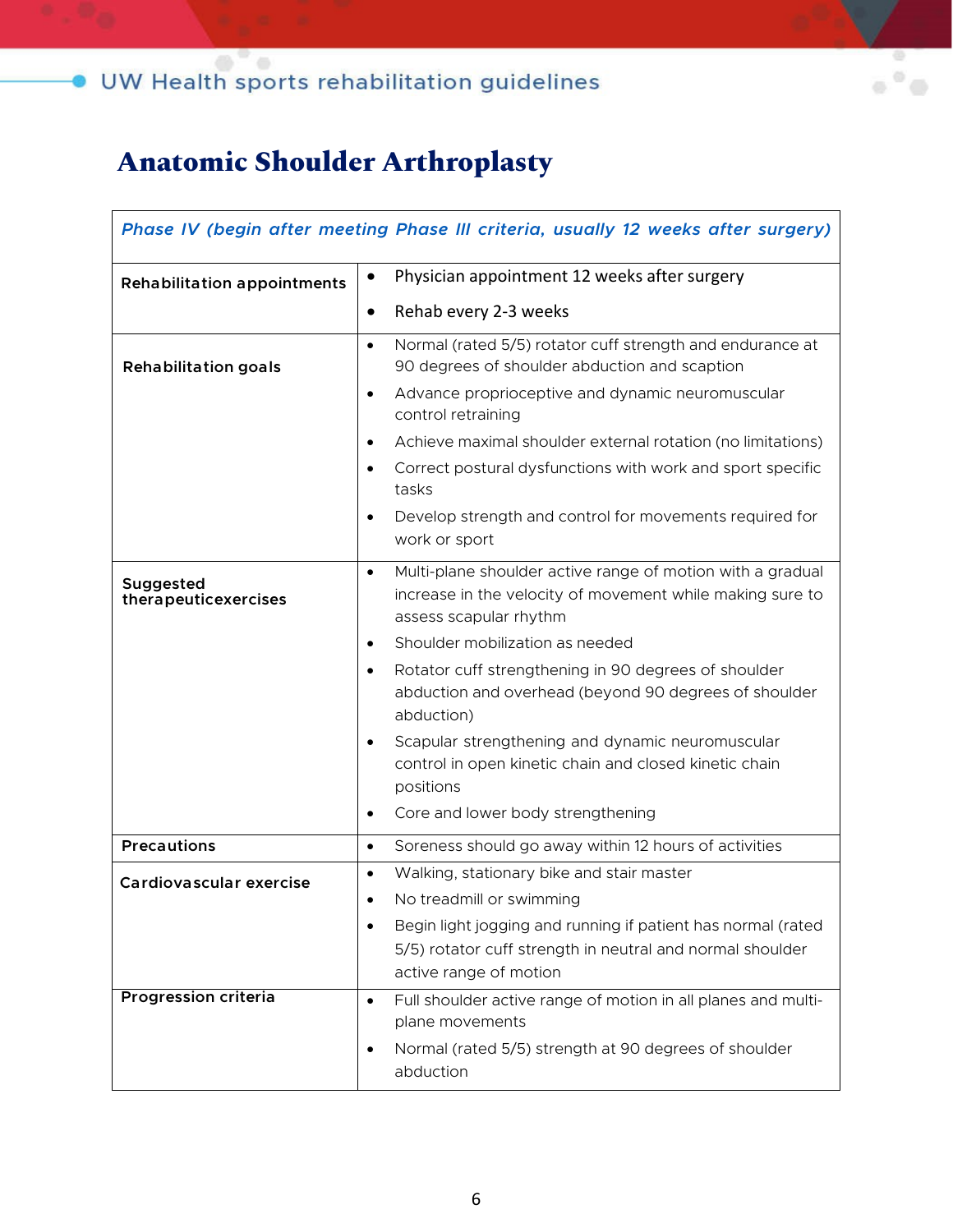# Anatomic Shoulder Arthroplasty

| *Phase IV (begin after meeting Phase III criteria, usually 12 weeks after surgery)* | |
|---|---|
| **Rehabilitation appointments** | • Physician appointment 12 weeks after surgery<br>• Rehab every 2-3 weeks |
| **Rehabilitation goals** | • Normal (rated 5/5) rotator cuff strength and endurance at 90 degrees of shoulder abduction and scaption<br>• Advance proprioceptive and dynamic neuromuscular control retraining<br>• Achieve maximal shoulder external rotation (no limitations)<br>• Correct postural dysfunctions with work and sport specific tasks<br>• Develop strength and control for movements required for work or sport |
| **Suggested therapeuticexercises** | • Multi-plane shoulder active range of motion with a gradual increase in the velocity of movement while making sure to assess scapular rhythm<br>• Shoulder mobilization as needed<br>• Rotator cuff strengthening in 90 degrees of shoulder abduction and overhead (beyond 90 degrees of shoulder abduction)<br>• Scapular strengthening and dynamic neuromuscular control in open kinetic chain and closed kinetic chain positions<br>• Core and lower body strengthening |
| **Precautions** | • Soreness should go away within 12 hours of activities |
| **Cardiovascular exercise** | • Walking, stationary bike and stair master<br>• No treadmill or swimming<br>• Begin light jogging and running if patient has normal (rated 5/5) rotator cuff strength in neutral and normal shoulder active range of motion |
| **Progression criteria** | • Full shoulder active range of motion in all planes and multi-plane movements<br>• Normal (rated 5/5) strength at 90 degrees of shoulder abduction |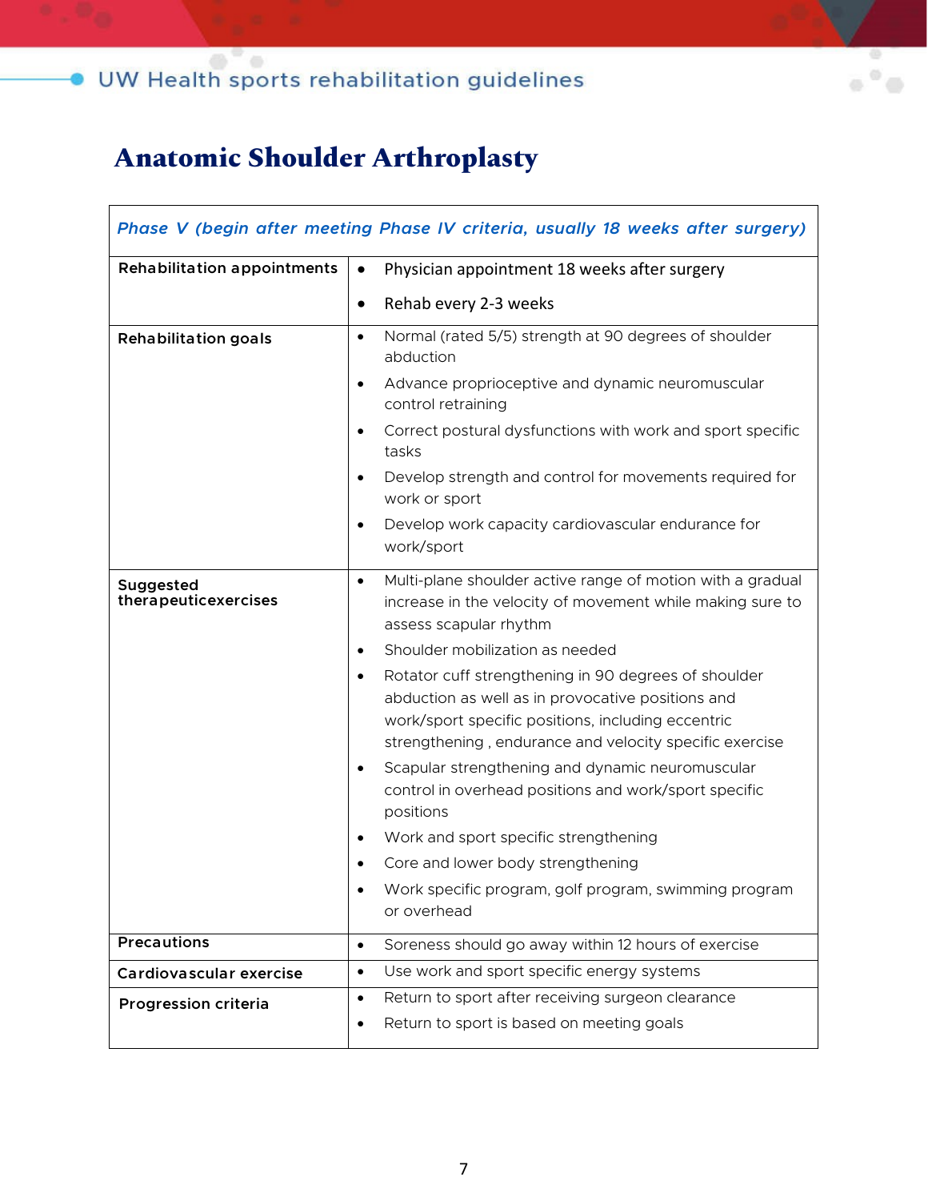# Anatomic Shoulder Arthroplasty

| *Phase V (begin after meeting Phase IV criteria, usually 18 weeks after surgery)* | |
|---|---|
| **Rehabilitation appointments** | • Physician appointment 18 weeks after surgery<br>• Rehab every 2-3 weeks |
| **Rehabilitation goals** | • Normal (rated 5/5) strength at 90 degrees of shoulder abduction<br>• Advance proprioceptive and dynamic neuromuscular control retraining<br>• Correct postural dysfunctions with work and sport specific tasks<br>• Develop strength and control for movements required for work or sport<br>• Develop work capacity cardiovascular endurance for work/sport |
| **Suggested therapeuticexercises** | • Multi-plane shoulder active range of motion with a gradual increase in the velocity of movement while making sure to assess scapular rhythm<br>• Shoulder mobilization as needed<br>• Rotator cuff strengthening in 90 degrees of shoulder abduction as well as in provocative positions and work/sport specific positions, including eccentric strengthening , endurance and velocity specific exercise<br>• Scapular strengthening and dynamic neuromuscular control in overhead positions and work/sport specific positions<br>• Work and sport specific strengthening<br>• Core and lower body strengthening<br>• Work specific program, golf program, swimming program or overhead |
| **Precautions** | • Soreness should go away within 12 hours of exercise |
| **Cardiovascular exercise** | • Use work and sport specific energy systems |
| **Progression criteria** | • Return to sport after receiving surgeon clearance<br>• Return to sport is based on meeting goals |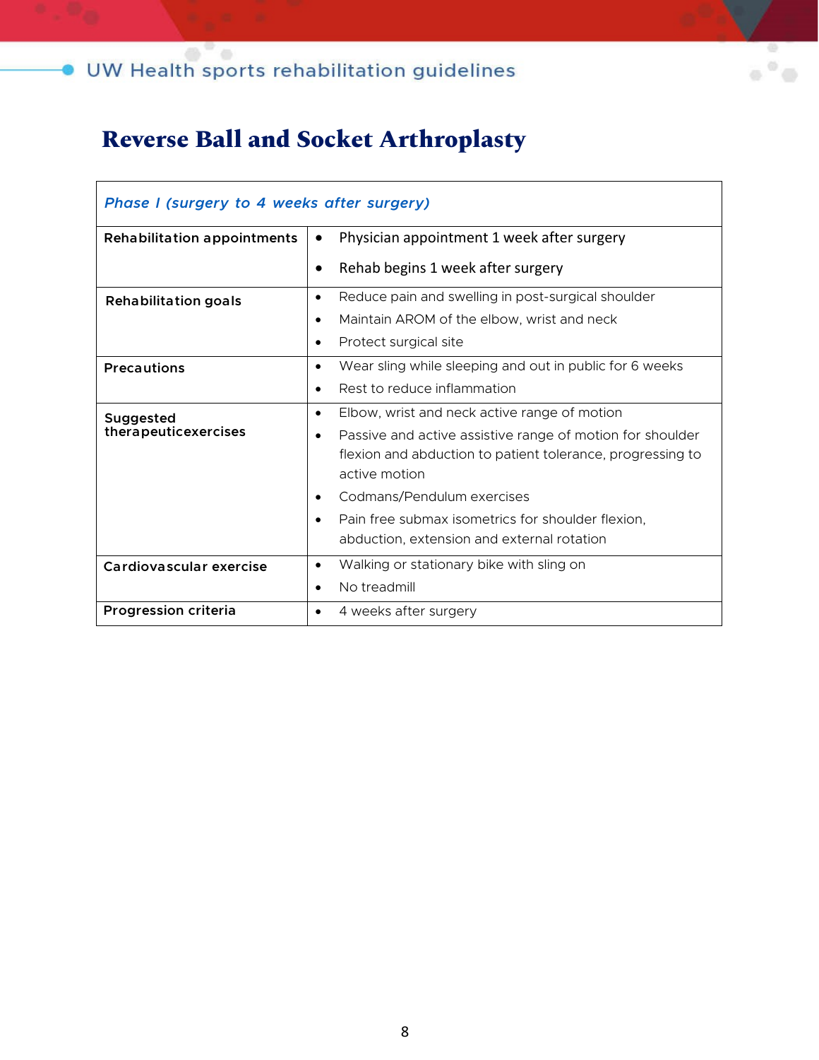# Reverse Ball and Socket Arthroplasty

| *Phase I (surgery to 4 weeks after surgery)* | |
|---|---|
| **Rehabilitation appointments** | • Physician appointment 1 week after surgery<br>• Rehab begins 1 week after surgery |
| **Rehabilitation goals** | • Reduce pain and swelling in post-surgical shoulder<br>• Maintain AROM of the elbow, wrist and neck<br>• Protect surgical site |
| **Precautions** | • Wear sling while sleeping and out in public for 6 weeks<br>• Rest to reduce inflammation |
| **Suggested therapeuticexercises** | • Elbow, wrist and neck active range of motion<br>• Passive and active assistive range of motion for shoulder flexion and abduction to patient tolerance, progressing to active motion<br>• Codmans/Pendulum exercises<br>• Pain free submax isometrics for shoulder flexion, abduction, extension and external rotation |
| **Cardiovascular exercise** | • Walking or stationary bike with sling on<br>• No treadmill |
| **Progression criteria** | • 4 weeks after surgery |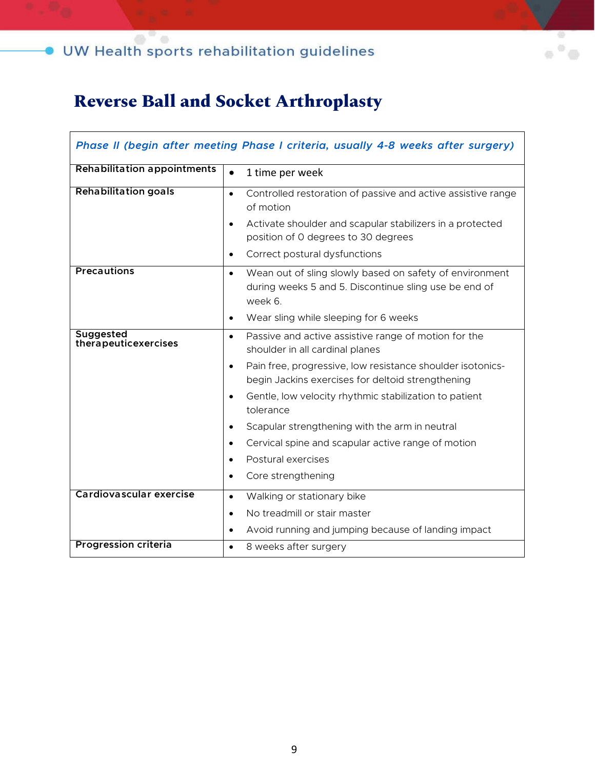# Reverse Ball and Socket Arthroplasty

| *Phase II (begin after meeting Phase I criteria, usually 4-8 weeks after surgery)* | |
|---|---|
| **Rehabilitation appointments** | • 1 time per week |
| **Rehabilitation goals** | • Controlled restoration of passive and active assistive range of motion<br>• Activate shoulder and scapular stabilizers in a protected position of 0 degrees to 30 degrees<br>• Correct postural dysfunctions |
| **Precautions** | • Wean out of sling slowly based on safety of environment during weeks 5 and 5. Discontinue sling use be end of week 6.<br>• Wear sling while sleeping for 6 weeks |
| **Suggested therapeuticexercises** | • Passive and active assistive range of motion for the shoulder in all cardinal planes<br>• Pain free, progressive, low resistance shoulder isotonics- begin Jackins exercises for deltoid strengthening<br>• Gentle, low velocity rhythmic stabilization to patient tolerance<br>• Scapular strengthening with the arm in neutral<br>• Cervical spine and scapular active range of motion<br>• Postural exercises<br>• Core strengthening |
| **Cardiovascular exercise** | • Walking or stationary bike<br>• No treadmill or stair master<br>• Avoid running and jumping because of landing impact |
| **Progression criteria** | • 8 weeks after surgery |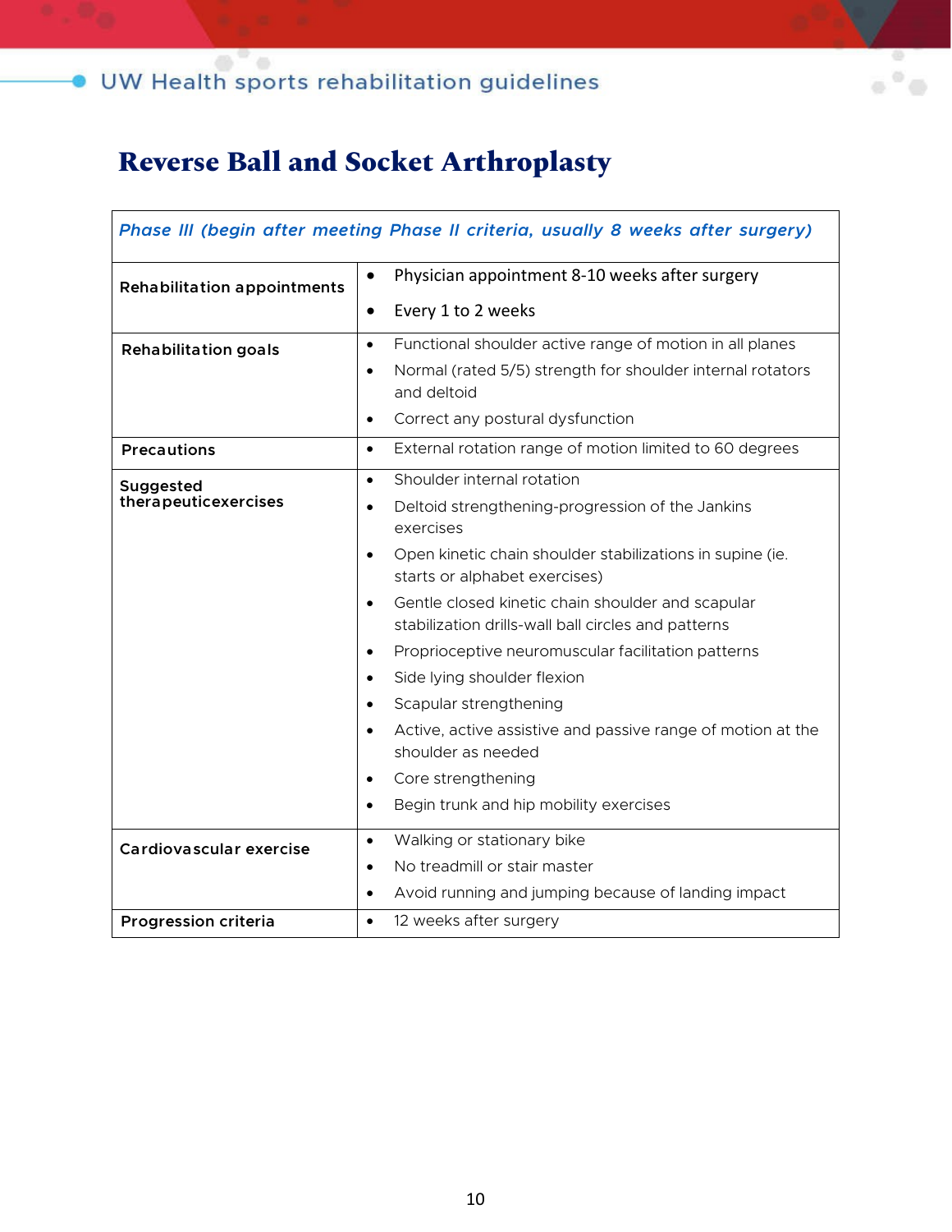# Reverse Ball and Socket Arthroplasty

| *Phase III (begin after meeting Phase II criteria, usually 8 weeks after surgery)* | |
|---|---|
| **Rehabilitation appointments** | • Physician appointment 8-10 weeks after surgery<br>• Every 1 to 2 weeks |
| **Rehabilitation goals** | • Functional shoulder active range of motion in all planes<br>• Normal (rated 5/5) strength for shoulder internal rotators and deltoid<br>• Correct any postural dysfunction |
| **Precautions** | • External rotation range of motion limited to 60 degrees |
| **Suggested therapeuticexercises** | • Shoulder internal rotation<br>• Deltoid strengthening-progression of the Jankins exercises<br>• Open kinetic chain shoulder stabilizations in supine (ie. starts or alphabet exercises)<br>• Gentle closed kinetic chain shoulder and scapular stabilization drills-wall ball circles and patterns<br>• Proprioceptive neuromuscular facilitation patterns<br>• Side lying shoulder flexion<br>• Scapular strengthening<br>• Active, active assistive and passive range of motion at the shoulder as needed<br>• Core strengthening<br>• Begin trunk and hip mobility exercises |
| **Cardiovascular exercise** | • Walking or stationary bike<br>• No treadmill or stair master<br>• Avoid running and jumping because of landing impact |
| **Progression criteria** | • 12 weeks after surgery |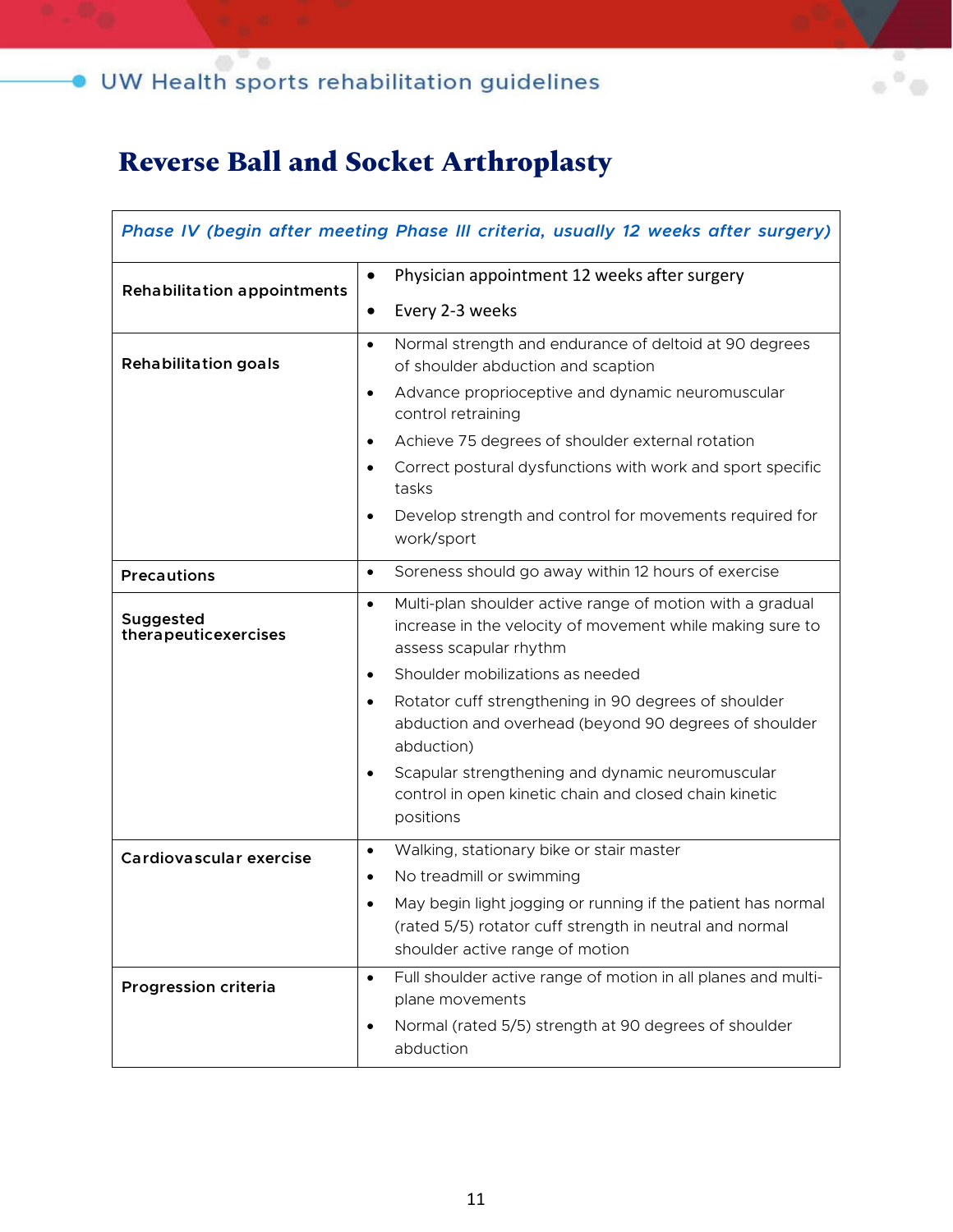# Reverse Ball and Socket Arthroplasty

| *Phase IV (begin after meeting Phase III criteria, usually 12 weeks after surgery)* | |
|---|---|
| **Rehabilitation appointments** | • Physician appointment 12 weeks after surgery<br>• Every 2-3 weeks |
| **Rehabilitation goals** | • Normal strength and endurance of deltoid at 90 degrees of shoulder abduction and scaption<br>• Advance proprioceptive and dynamic neuromuscular control retraining<br>• Achieve 75 degrees of shoulder external rotation<br>• Correct postural dysfunctions with work and sport specific tasks<br>• Develop strength and control for movements required for work/sport |
| **Precautions** | • Soreness should go away within 12 hours of exercise |
| **Suggested therapeuticexercises** | • Multi-plan shoulder active range of motion with a gradual increase in the velocity of movement while making sure to assess scapular rhythm<br>• Shoulder mobilizations as needed<br>• Rotator cuff strengthening in 90 degrees of shoulder abduction and overhead (beyond 90 degrees of shoulder abduction)<br>• Scapular strengthening and dynamic neuromuscular control in open kinetic chain and closed chain kinetic positions |
| **Cardiovascular exercise** | • Walking, stationary bike or stair master<br>• No treadmill or swimming<br>• May begin light jogging or running if the patient has normal (rated 5/5) rotator cuff strength in neutral and normal shoulder active range of motion |
| **Progression criteria** | • Full shoulder active range of motion in all planes and multi-plane movements<br>• Normal (rated 5/5) strength at 90 degrees of shoulder abduction |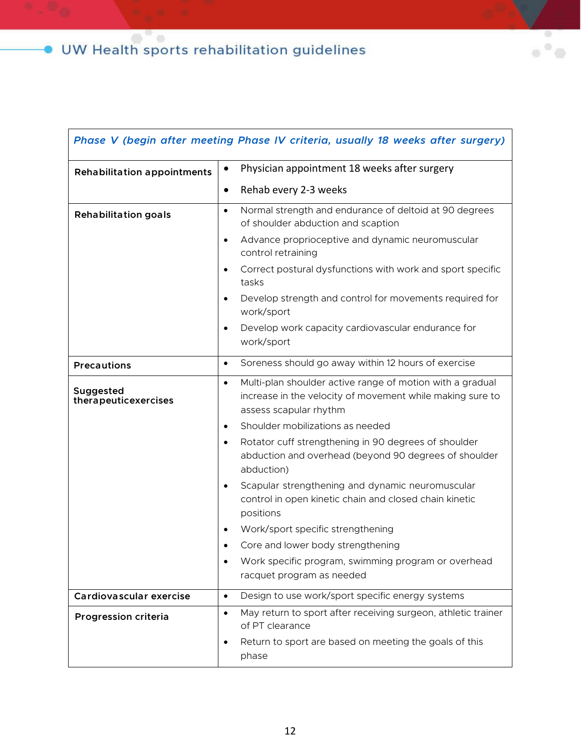| *Phase V (begin after meeting Phase IV criteria, usually 18 weeks after surgery)* | |
|---|---|
| **Rehabilitation appointments** | • Physician appointment 18 weeks after surgery<br>• Rehab every 2-3 weeks |
| **Rehabilitation goals** | • Normal strength and endurance of deltoid at 90 degrees of shoulder abduction and scaption<br>• Advance proprioceptive and dynamic neuromuscular control retraining<br>• Correct postural dysfunctions with work and sport specific tasks<br>• Develop strength and control for movements required for work/sport<br>• Develop work capacity cardiovascular endurance for work/sport |
| **Precautions** | • Soreness should go away within 12 hours of exercise |
| **Suggested therapeuticexercises** | • Multi-plan shoulder active range of motion with a gradual increase in the velocity of movement while making sure to assess scapular rhythm<br>• Shoulder mobilizations as needed<br>• Rotator cuff strengthening in 90 degrees of shoulder abduction and overhead (beyond 90 degrees of shoulder abduction)<br>• Scapular strengthening and dynamic neuromuscular control in open kinetic chain and closed chain kinetic positions<br>• Work/sport specific strengthening<br>• Core and lower body strengthening<br>• Work specific program, swimming program or overhead racquet program as needed |
| **Cardiovascular exercise** | • Design to use work/sport specific energy systems |
| **Progression criteria** | • May return to sport after receiving surgeon, athletic trainer of PT clearance<br>• Return to sport are based on meeting the goals of this phase |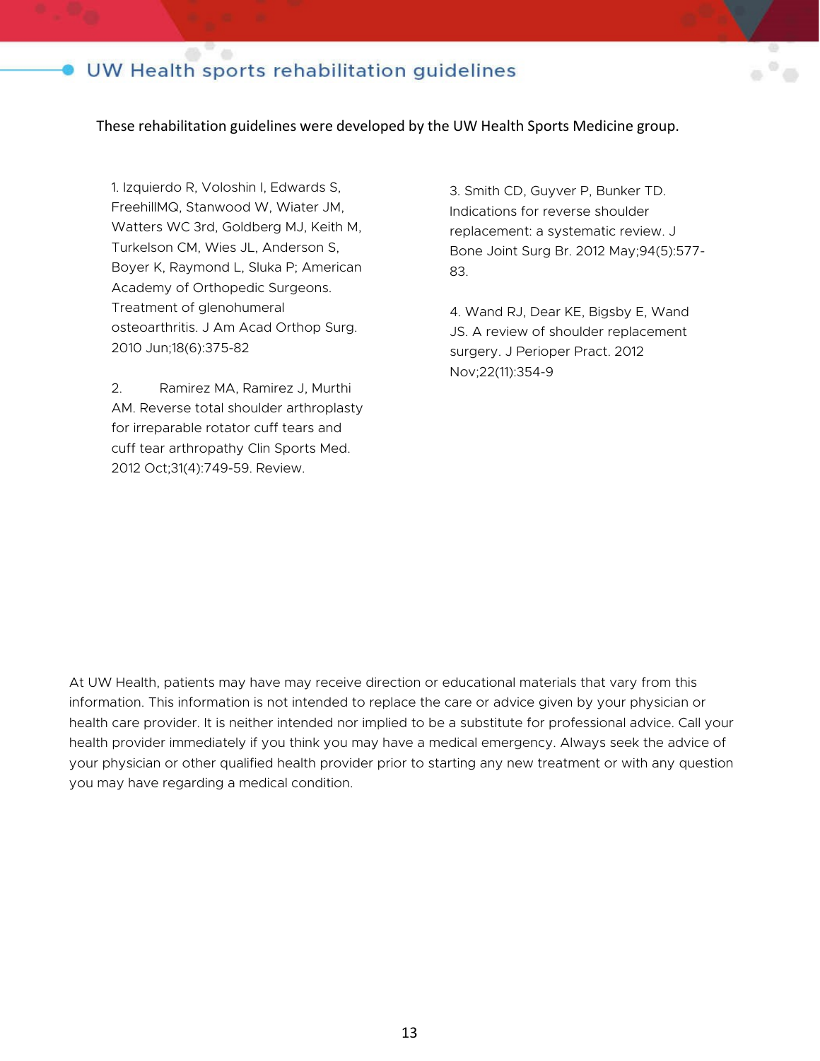These rehabilitation guidelines were developed by the UW Health Sports Medicine group.

1. Izquierdo R, Voloshin I, Edwards S, FreehillMQ, Stanwood W, Wiater JM, Watters WC 3rd, Goldberg MJ, Keith M, Turkelson CM, Wies JL, Anderson S, Boyer K, Raymond L, Sluka P; American Academy of Orthopedic Surgeons. Treatment of glenohumeral osteoarthritis. J Am Acad Orthop Surg. 2010 Jun;18(6):375-82

2. Ramirez MA, Ramirez J, Murthi AM. Reverse total shoulder arthroplasty for irreparable rotator cuff tears and cuff tear arthropathy Clin Sports Med. 2012 Oct;31(4):749-59. Review.

3. Smith CD, Guyver P, Bunker TD. Indications for reverse shoulder replacement: a systematic review. J Bone Joint Surg Br. 2012 May;94(5):577-83.

4. Wand RJ, Dear KE, Bigsby E, Wand JS. A review of shoulder replacement surgery. J Perioper Pract. 2012 Nov;22(11):354-9

At UW Health, patients may have may receive direction or educational materials that vary from this information. This information is not intended to replace the care or advice given by your physician or health care provider. It is neither intended nor implied to be a substitute for professional advice. Call your health provider immediately if you think you may have a medical emergency. Always seek the advice of your physician or other qualified health provider prior to starting any new treatment or with any question you may have regarding a medical condition.